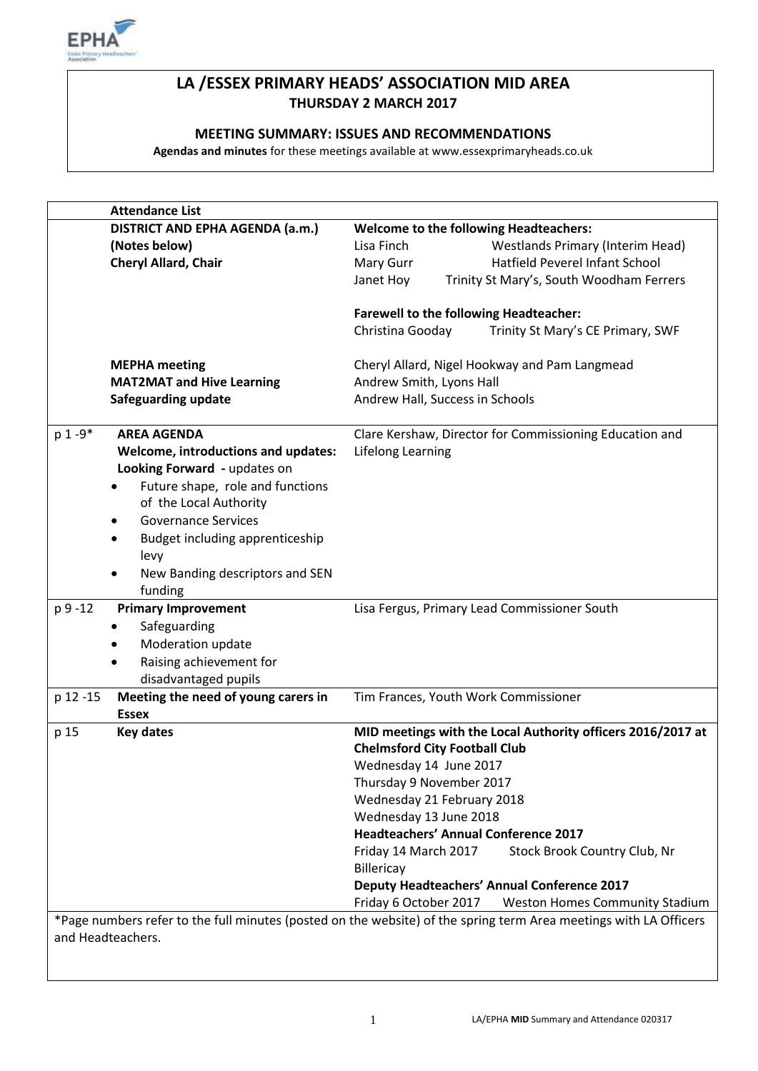# LA /ESSEX PRIMARY HEADS' ASSOCIATION MID AREA

**THURSDAY 2 MARCH 2017**

**MEETING SUMMARY: ISSUES AND RECOMMENDATIONS**

**Agendas and minutes** for these meetings available at www.essexprimaryheads.co.uk

| | **Attendance List** | |
|---|---|---|
| | **DISTRICT AND EPHA AGENDA (a.m.)**<br>**(Notes below)**<br>**Cheryl Allard, Chair** | **Welcome to the following Headteachers:**<br>Lisa Finch — Westlands Primary (Interim Head)<br>Mary Gurr — Hatfield Peverel Infant School<br>Janet Hoy — Trinity St Mary's, South Woodham Ferrers<br><br>**Farewell to the following Headteacher:**<br>Christina Gooday — Trinity St Mary's CE Primary, SWF |
| | **MEPHA meeting**<br>**MAT2MAT and Hive Learning**<br>**Safeguarding update** | Cheryl Allard, Nigel Hookway and Pam Langmead<br>Andrew Smith, Lyons Hall<br>Andrew Hall, Success in Schools |
| p 1 -9* | **AREA AGENDA**<br>**Welcome, introductions and updates:**<br>**Looking Forward** - updates on<br>• Future shape, role and functions of the Local Authority<br>• Governance Services<br>• Budget including apprenticeship levy<br>• New Banding descriptors and SEN funding | Clare Kershaw, Director for Commissioning Education and Lifelong Learning |
| p 9 -12 | **Primary Improvement**<br>• Safeguarding<br>• Moderation update<br>• Raising achievement for disadvantaged pupils | Lisa Fergus, Primary Lead Commissioner South |
| p 12 -15 | **Meeting the need of young carers in Essex** | Tim Frances, Youth Work Commissioner |
| p 15 | **Key dates** | **MID meetings with the Local Authority officers 2016/2017 at Chelmsford City Football Club**<br>Wednesday 14 June 2017<br>Thursday 9 November 2017<br>Wednesday 21 February 2018<br>Wednesday 13 June 2018<br>**Headteachers' Annual Conference 2017**<br>Friday 14 March 2017 — Stock Brook Country Club, Nr Billericay<br>**Deputy Headteachers' Annual Conference 2017**<br>Friday 6 October 2017 — Weston Homes Community Stadium |

*Page numbers refer to the full minutes (posted on the website) of the spring term Area meetings with LA Officers and Headteachers.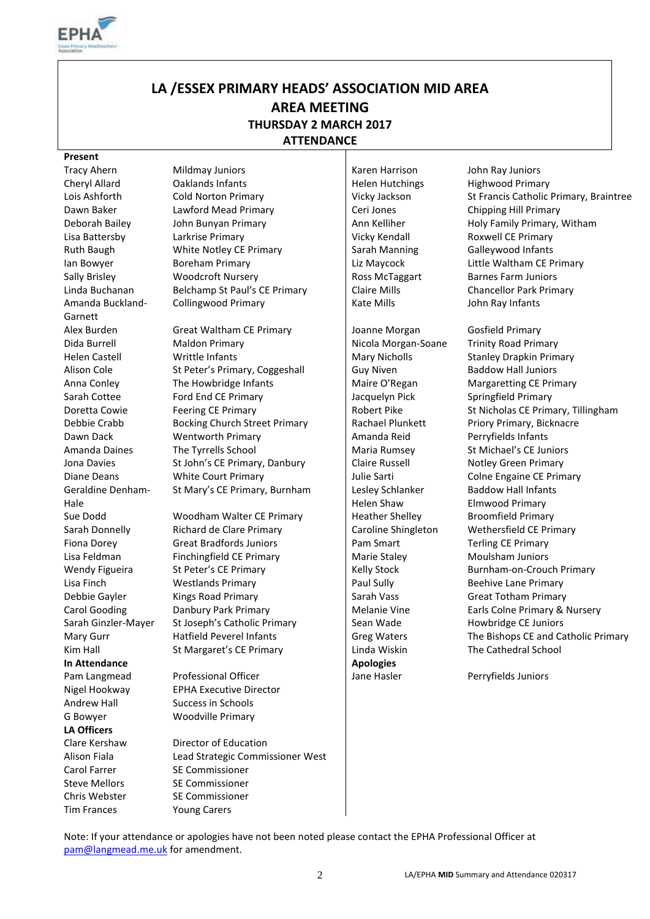# LA /ESSEX PRIMARY HEADS' ASSOCIATION MID AREA

## AREA MEETING

### THURSDAY 2 MARCH 2017

### ATTENDANCE

**Present**

| | |
|---|---|
| Tracy Ahern | Mildmay Juniors |
| Cheryl Allard | Oaklands Infants |
| Lois Ashforth | Cold Norton Primary |
| Dawn Baker | Lawford Mead Primary |
| Deborah Bailey | John Bunyan Primary |
| Lisa Battersby | Larkrise Primary |
| Ruth Baugh | White Notley CE Primary |
| Ian Bowyer | Boreham Primary |
| Sally Brisley | Woodcroft Nursery |
| Linda Buchanan | Belchamp St Paul's CE Primary |
| Amanda Buckland-Garnett | Collingwood Primary |
| Alex Burden | Great Waltham CE Primary |
| Dida Burrell | Maldon Primary |
| Helen Castell | Writtle Infants |
| Alison Cole | St Peter's Primary, Coggeshall |
| Anna Conley | The Howbridge Infants |
| Sarah Cottee | Ford End CE Primary |
| Doretta Cowie | Feering CE Primary |
| Debbie Crabb | Bocking Church Street Primary |
| Dawn Dack | Wentworth Primary |
| Amanda Daines | The Tyrrells School |
| Jona Davies | St John's CE Primary, Danbury |
| Diane Deans | White Court Primary |
| Geraldine Denham-Hale | St Mary's CE Primary, Burnham |
| Sue Dodd | Woodham Walter CE Primary |
| Sarah Donnelly | Richard de Clare Primary |
| Fiona Dorey | Great Bradfords Juniors |
| Lisa Feldman | Finchingfield CE Primary |
| Wendy Figueira | St Peter's CE Primary |
| Lisa Finch | Westlands Primary |
| Debbie Gayler | Kings Road Primary |
| Carol Gooding | Danbury Park Primary |
| Sarah Ginzler-Mayer | St Joseph's Catholic Primary |
| Mary Gurr | Hatfield Peverel Infants |
| Kim Hall | St Margaret's CE Primary |
| Karen Harrison | John Ray Juniors |
| Helen Hutchings | Highwood Primary |
| Vicky Jackson | St Francis Catholic Primary, Braintree |
| Ceri Jones | Chipping Hill Primary |
| Ann Kelliher | Holy Family Primary, Witham |
| Vicky Kendall | Roxwell CE Primary |
| Sarah Manning | Galleywood Infants |
| Liz Maycock | Little Waltham CE Primary |
| Ross McTaggart | Barnes Farm Juniors |
| Claire Mills | Chancellor Park Primary |
| Kate Mills | John Ray Infants |
| Joanne Morgan | Gosfield Primary |
| Nicola Morgan-Soane | Trinity Road Primary |
| Mary Nicholls | Stanley Drapkin Primary |
| Guy Niven | Baddow Hall Juniors |
| Maire O'Regan | Margaretting CE Primary |
| Jacquelyn Pick | Springfield Primary |
| Robert Pike | St Nicholas CE Primary, Tillingham |
| Rachael Plunkett | Priory Primary, Bicknacre |
| Amanda Reid | Perryfields Infants |
| Maria Rumsey | St Michael's CE Juniors |
| Claire Russell | Notley Green Primary |
| Julie Sarti | Colne Engaine CE Primary |
| Lesley Schlanker | Baddow Hall Infants |
| Helen Shaw | Elmwood Primary |
| Heather Shelley | Broomfield Primary |
| Caroline Shingleton | Wethersfield CE Primary |
| Pam Smart | Terling CE Primary |
| Marie Staley | Moulsham Juniors |
| Kelly Stock | Burnham-on-Crouch Primary |
| Paul Sully | Beehive Lane Primary |
| Sarah Vass | Great Totham Primary |
| Melanie Vine | Earls Colne Primary & Nursery |
| Sean Wade | Howbridge CE Juniors |
| Greg Waters | The Bishops CE and Catholic Primary |
| Linda Wiskin | The Cathedral School |

**In Attendance**

| | |
|---|---|
| Pam Langmead | Professional Officer |
| Nigel Hookway | EPHA Executive Director |
| Andrew Hall | Success in Schools |
| G Bowyer | Woodville Primary |

**LA Officers**

| | |
|---|---|
| Clare Kershaw | Director of Education |
| Alison Fiala | Lead Strategic Commissioner West |
| Carol Farrer | SE Commissioner |
| Steve Mellors | SE Commissioner |
| Chris Webster | SE Commissioner |
| Tim Frances | Young Carers |

**Apologies**

| | |
|---|---|
| Jane Hasler | Perryfields Juniors |

Note: If your attendance or apologies have not been noted please contact the EPHA Professional Officer at pam@langmead.me.uk for amendment.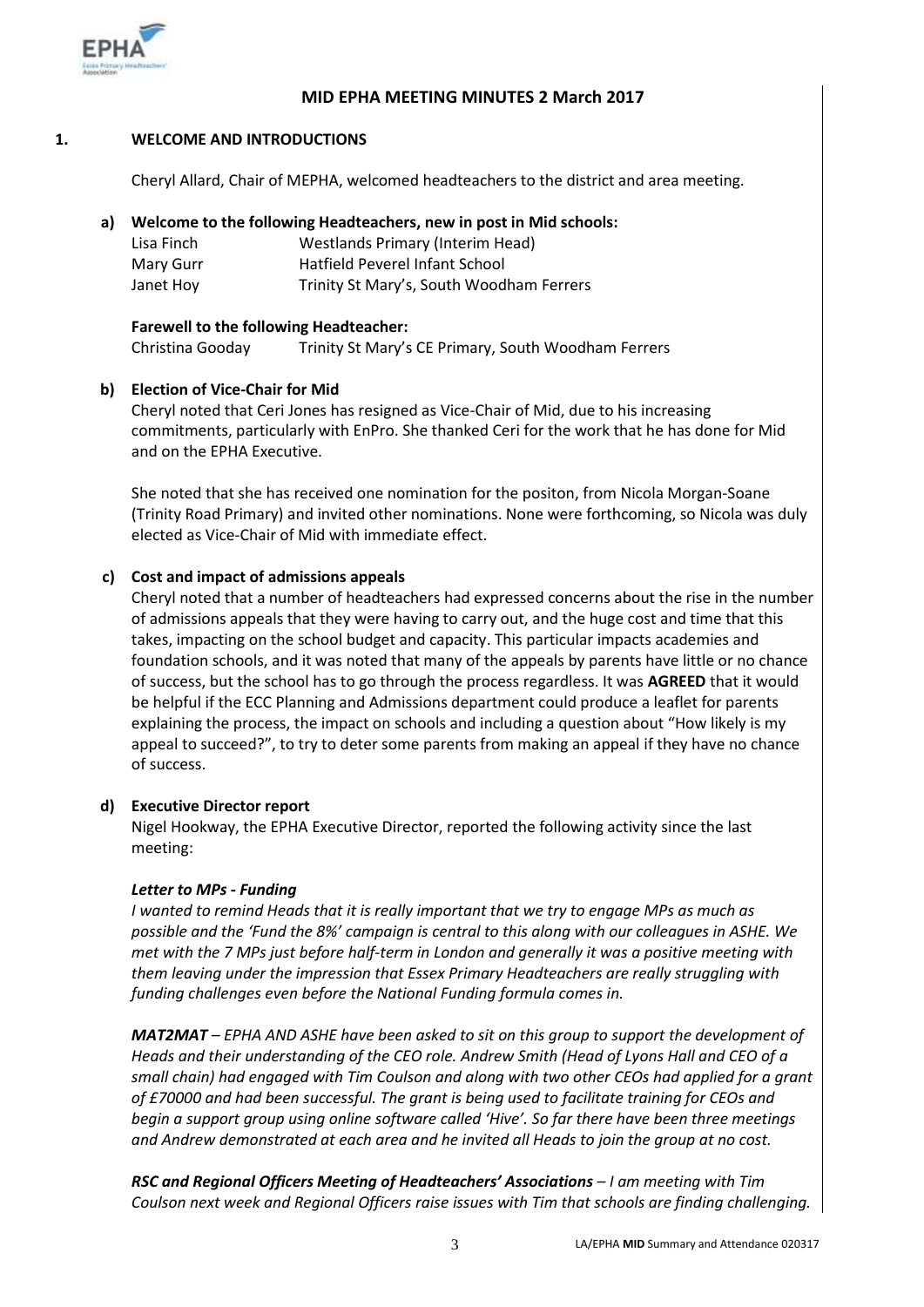## MID EPHA MEETING MINUTES 2 March 2017

### 1. WELCOME AND INTRODUCTIONS

Cheryl Allard, Chair of MEPHA, welcomed headteachers to the district and area meeting.

**a) Welcome to the following Headteachers, new in post in Mid schools:**

| | |
|---|---|
| Lisa Finch | Westlands Primary (Interim Head) |
| Mary Gurr | Hatfield Peverel Infant School |
| Janet Hoy | Trinity St Mary's, South Woodham Ferrers |

**Farewell to the following Headteacher:**

| | |
|---|---|
| Christina Gooday | Trinity St Mary's CE Primary, South Woodham Ferrers |

**b) Election of Vice-Chair for Mid**

Cheryl noted that Ceri Jones has resigned as Vice-Chair of Mid, due to his increasing commitments, particularly with EnPro. She thanked Ceri for the work that he has done for Mid and on the EPHA Executive.

She noted that she has received one nomination for the positon, from Nicola Morgan-Soane (Trinity Road Primary) and invited other nominations. None were forthcoming, so Nicola was duly elected as Vice-Chair of Mid with immediate effect.

**c) Cost and impact of admissions appeals**

Cheryl noted that a number of headteachers had expressed concerns about the rise in the number of admissions appeals that they were having to carry out, and the huge cost and time that this takes, impacting on the school budget and capacity. This particular impacts academies and foundation schools, and it was noted that many of the appeals by parents have little or no chance of success, but the school has to go through the process regardless. It was **AGREED** that it would be helpful if the ECC Planning and Admissions department could produce a leaflet for parents explaining the process, the impact on schools and including a question about "How likely is my appeal to succeed?", to try to deter some parents from making an appeal if they have no chance of success.

**d) Executive Director report**

Nigel Hookway, the EPHA Executive Director, reported the following activity since the last meeting:

***Letter to MPs - Funding***

*I wanted to remind Heads that it is really important that we try to engage MPs as much as possible and the 'Fund the 8%' campaign is central to this along with our colleagues in ASHE. We met with the 7 MPs just before half-term in London and generally it was a positive meeting with them leaving under the impression that Essex Primary Headteachers are really struggling with funding challenges even before the National Funding formula comes in.*

***MAT2MAT*** *– EPHA AND ASHE have been asked to sit on this group to support the development of Heads and their understanding of the CEO role. Andrew Smith (Head of Lyons Hall and CEO of a small chain) had engaged with Tim Coulson and along with two other CEOs had applied for a grant of £70000 and had been successful. The grant is being used to facilitate training for CEOs and begin a support group using online software called 'Hive'. So far there have been three meetings and Andrew demonstrated at each area and he invited all Heads to join the group at no cost.*

***RSC and Regional Officers Meeting of Headteachers' Associations*** *– I am meeting with Tim Coulson next week and Regional Officers raise issues with Tim that schools are finding challenging.*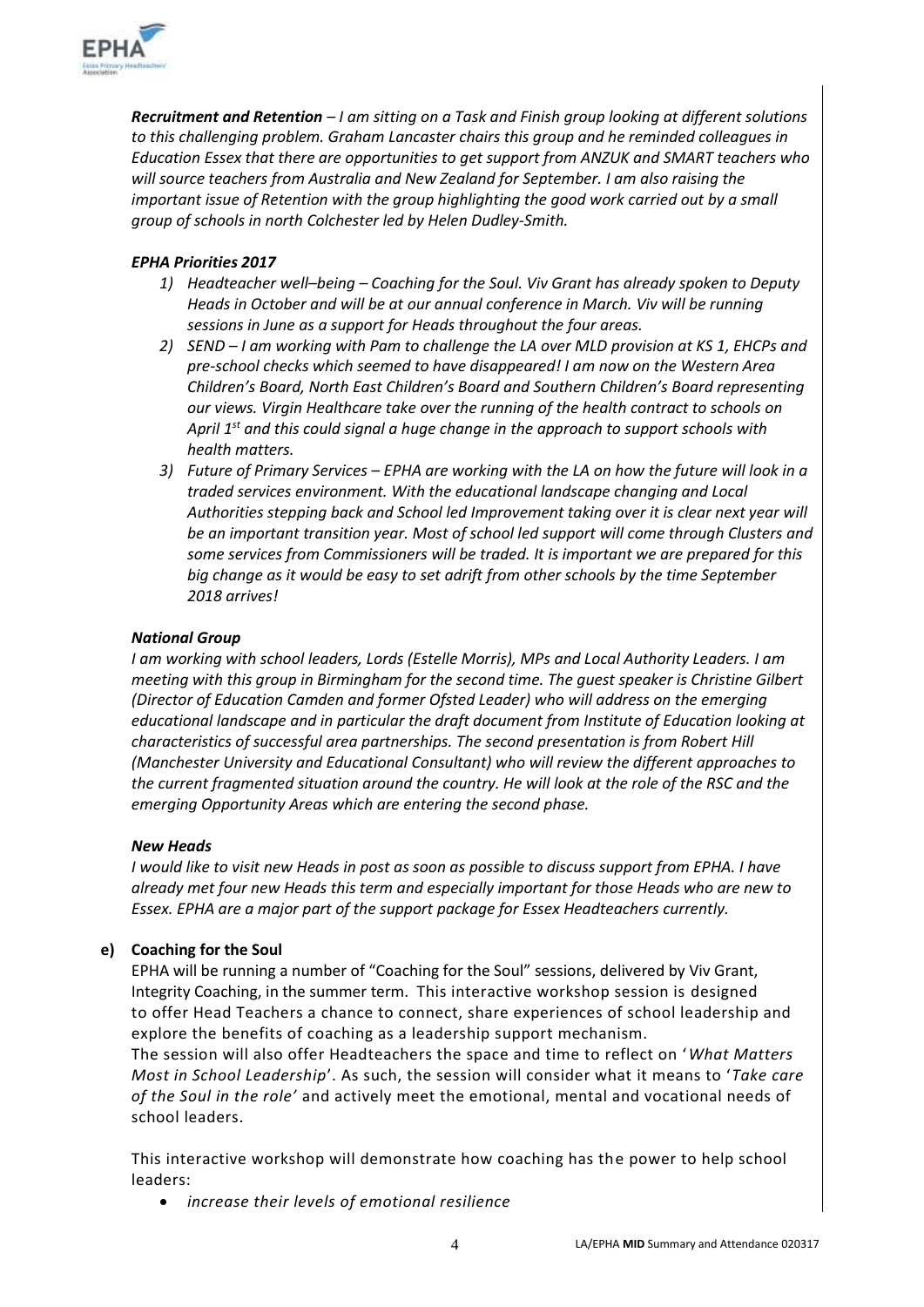***Recruitment and Retention*** *– I am sitting on a Task and Finish group looking at different solutions to this challenging problem. Graham Lancaster chairs this group and he reminded colleagues in Education Essex that there are opportunities to get support from ANZUK and SMART teachers who will source teachers from Australia and New Zealand for September. I am also raising the important issue of Retention with the group highlighting the good work carried out by a small group of schools in north Colchester led by Helen Dudley-Smith.*

***EPHA Priorities 2017***

1) *Headteacher well–being – Coaching for the Soul. Viv Grant has already spoken to Deputy Heads in October and will be at our annual conference in March. Viv will be running sessions in June as a support for Heads throughout the four areas.*
2) *SEND – I am working with Pam to challenge the LA over MLD provision at KS 1, EHCPs and pre-school checks which seemed to have disappeared! I am now on the Western Area Children's Board, North East Children's Board and Southern Children's Board representing our views. Virgin Healthcare take over the running of the health contract to schools on April 1st and this could signal a huge change in the approach to support schools with health matters.*
3) *Future of Primary Services – EPHA are working with the LA on how the future will look in a traded services environment. With the educational landscape changing and Local Authorities stepping back and School led Improvement taking over it is clear next year will be an important transition year. Most of school led support will come through Clusters and some services from Commissioners will be traded. It is important we are prepared for this big change as it would be easy to set adrift from other schools by the time September 2018 arrives!*

***National Group***

*I am working with school leaders, Lords (Estelle Morris), MPs and Local Authority Leaders. I am meeting with this group in Birmingham for the second time. The guest speaker is Christine Gilbert (Director of Education Camden and former Ofsted Leader) who will address on the emerging educational landscape and in particular the draft document from Institute of Education looking at characteristics of successful area partnerships. The second presentation is from Robert Hill (Manchester University and Educational Consultant) who will review the different approaches to the current fragmented situation around the country. He will look at the role of the RSC and the emerging Opportunity Areas which are entering the second phase.*

***New Heads***

*I would like to visit new Heads in post as soon as possible to discuss support from EPHA. I have already met four new Heads this term and especially important for those Heads who are new to Essex. EPHA are a major part of the support package for Essex Headteachers currently.*

**e) Coaching for the Soul**

EPHA will be running a number of "Coaching for the Soul" sessions, delivered by Viv Grant, Integrity Coaching, in the summer term. This interactive workshop session is designed to offer Head Teachers a chance to connect, share experiences of school leadership and explore the benefits of coaching as a leadership support mechanism.

The session will also offer Headteachers the space and time to reflect on '*What Matters Most in School Leadership*'. As such, the session will consider what it means to '*Take care of the Soul in the role'* and actively meet the emotional, mental and vocational needs of school leaders.

This interactive workshop will demonstrate how coaching has the power to help school leaders:

- *increase their levels of emotional resilience*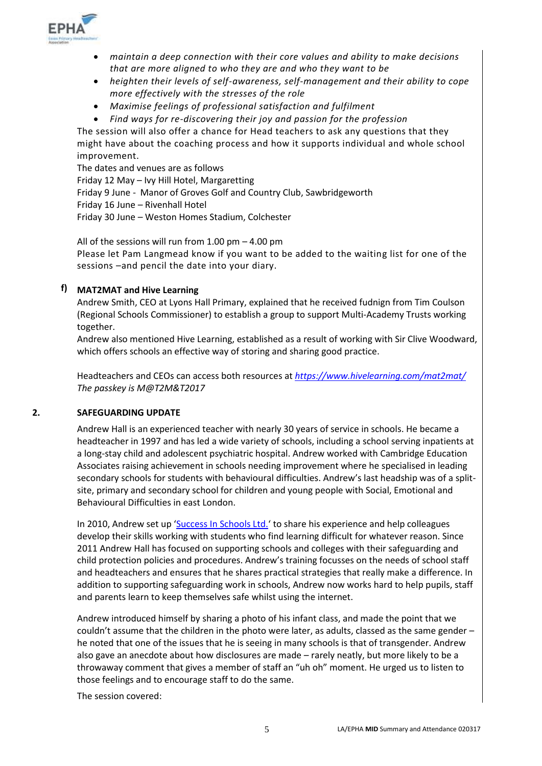- *maintain a deep connection with their core values and ability to make decisions that are more aligned to who they are and who they want to be*
- *heighten their levels of self-awareness, self-management and their ability to cope more effectively with the stresses of the role*
- *Maximise feelings of professional satisfaction and fulfilment*
- *Find ways for re-discovering their joy and passion for the profession*

The session will also offer a chance for Head teachers to ask any questions that they might have about the coaching process and how it supports individual and whole school improvement.

The dates and venues are as follows

Friday 12 May – Ivy Hill Hotel, Margaretting

Friday 9 June - Manor of Groves Golf and Country Club, Sawbridgeworth

Friday 16 June – Rivenhall Hotel

Friday 30 June – Weston Homes Stadium, Colchester

All of the sessions will run from 1.00 pm – 4.00 pm

Please let Pam Langmead know if you want to be added to the waiting list for one of the sessions –and pencil the date into your diary.

### f) MAT2MAT and Hive Learning

Andrew Smith, CEO at Lyons Hall Primary, explained that he received fudnign from Tim Coulson (Regional Schools Commissioner) to establish a group to support Multi-Academy Trusts working together.

Andrew also mentioned Hive Learning, established as a result of working with Sir Clive Woodward, which offers schools an effective way of storing and sharing good practice.

Headteachers and CEOs can access both resources at *https://www.hivelearning.com/mat2mat/*
*The passkey is M@T2M&T2017*

## 2. SAFEGUARDING UPDATE

Andrew Hall is an experienced teacher with nearly 30 years of service in schools. He became a headteacher in 1997 and has led a wide variety of schools, including a school serving inpatients at a long-stay child and adolescent psychiatric hospital. Andrew worked with Cambridge Education Associates raising achievement in schools needing improvement where he specialised in leading secondary schools for students with behavioural difficulties. Andrew's last headship was of a split-site, primary and secondary school for children and young people with Social, Emotional and Behavioural Difficulties in east London.

In 2010, Andrew set up 'Success In Schools Ltd.' to share his experience and help colleagues develop their skills working with students who find learning difficult for whatever reason. Since 2011 Andrew Hall has focused on supporting schools and colleges with their safeguarding and child protection policies and procedures. Andrew's training focusses on the needs of school staff and headteachers and ensures that he shares practical strategies that really make a difference. In addition to supporting safeguarding work in schools, Andrew now works hard to help pupils, staff and parents learn to keep themselves safe whilst using the internet.

Andrew introduced himself by sharing a photo of his infant class, and made the point that we couldn't assume that the children in the photo were later, as adults, classed as the same gender – he noted that one of the issues that he is seeing in many schools is that of transgender. Andrew also gave an anecdote about how disclosures are made – rarely neatly, but more likely to be a throwaway comment that gives a member of staff an "uh oh" moment. He urged us to listen to those feelings and to encourage staff to do the same.

The session covered: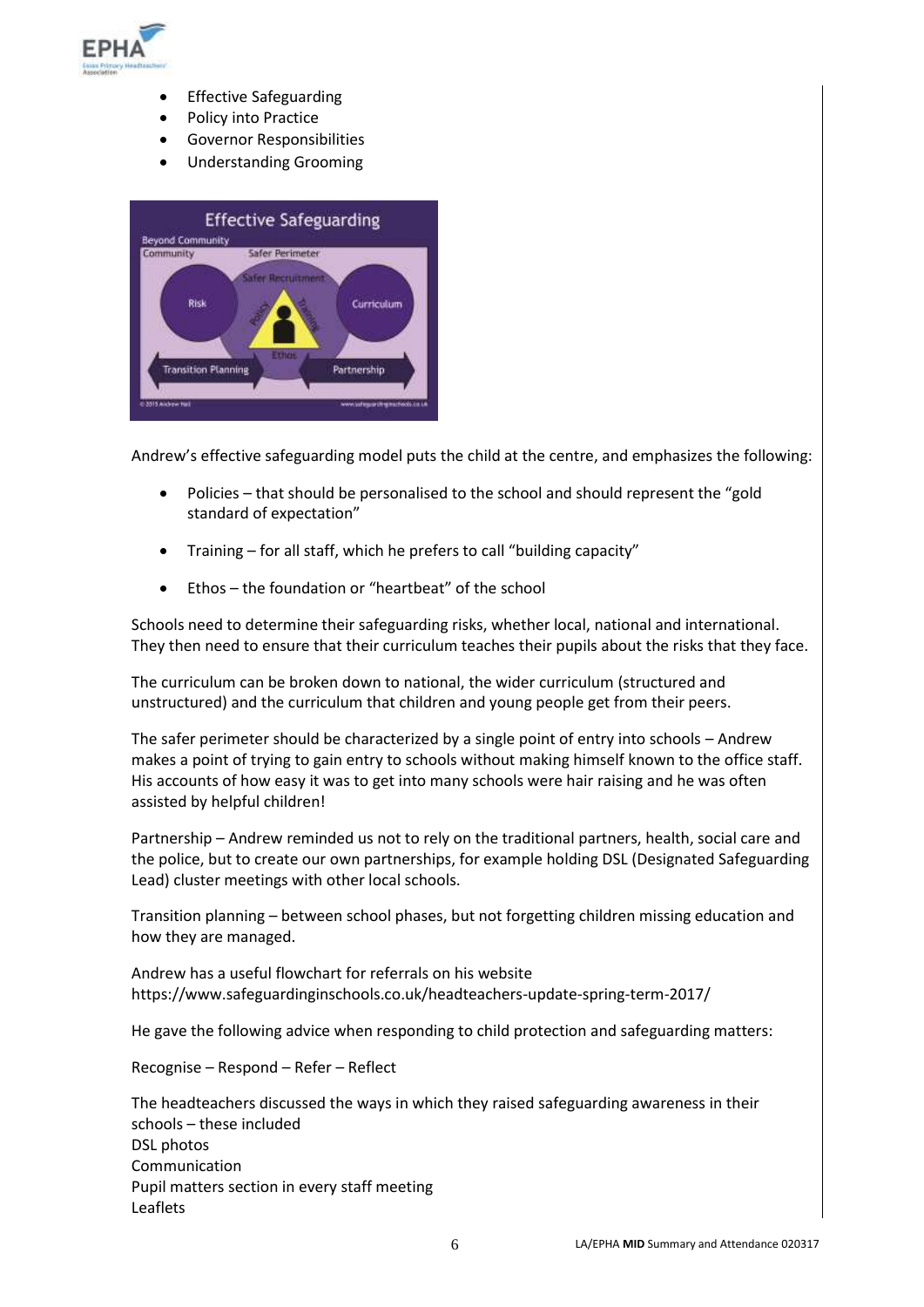- Effective Safeguarding
- Policy into Practice
- Governor Responsibilities
- Understanding Grooming

Andrew's effective safeguarding model puts the child at the centre, and emphasizes the following:

- Policies – that should be personalised to the school and should represent the "gold standard of expectation"

- Training – for all staff, which he prefers to call "building capacity"

- Ethos – the foundation or "heartbeat" of the school

Schools need to determine their safeguarding risks, whether local, national and international. They then need to ensure that their curriculum teaches their pupils about the risks that they face.

The curriculum can be broken down to national, the wider curriculum (structured and unstructured) and the curriculum that children and young people get from their peers.

The safer perimeter should be characterized by a single point of entry into schools – Andrew makes a point of trying to gain entry to schools without making himself known to the office staff. His accounts of how easy it was to get into many schools were hair raising and he was often assisted by helpful children!

Partnership – Andrew reminded us not to rely on the traditional partners, health, social care and the police, but to create our own partnerships, for example holding DSL (Designated Safeguarding Lead) cluster meetings with other local schools.

Transition planning – between school phases, but not forgetting children missing education and how they are managed.

Andrew has a useful flowchart for referrals on his website
https://www.safeguardinginschools.co.uk/headteachers-update-spring-term-2017/

He gave the following advice when responding to child protection and safeguarding matters:

Recognise – Respond – Refer – Reflect

The headteachers discussed the ways in which they raised safeguarding awareness in their schools – these included
DSL photos
Communication
Pupil matters section in every staff meeting
Leaflets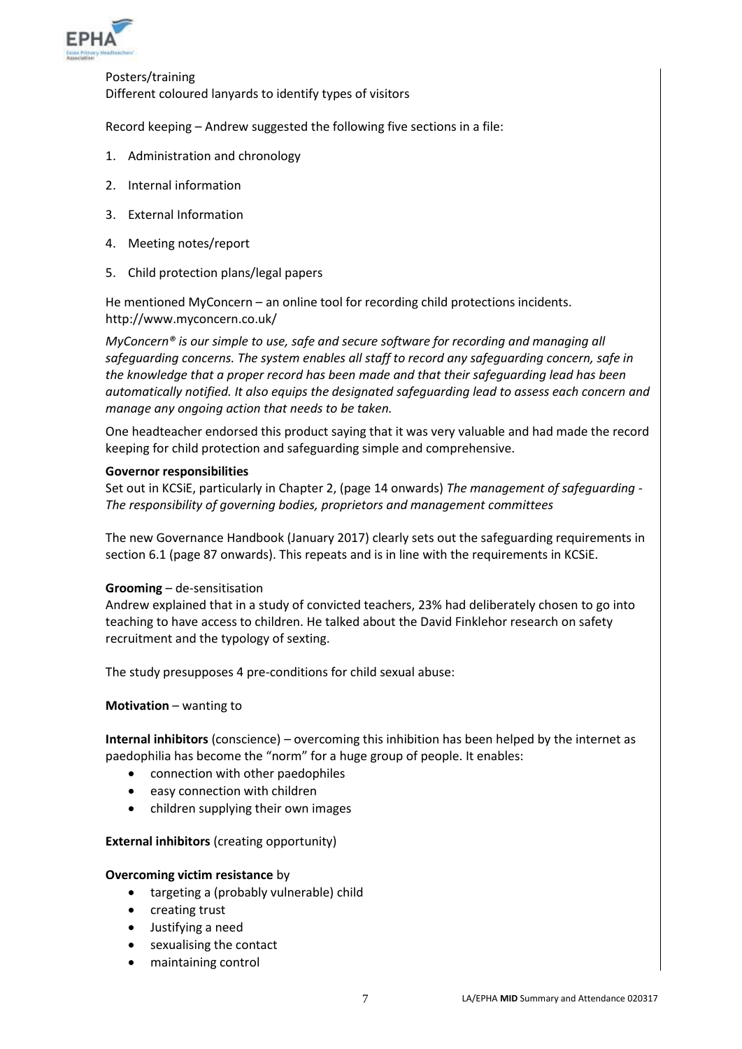Posters/training
Different coloured lanyards to identify types of visitors

Record keeping – Andrew suggested the following five sections in a file:

1. Administration and chronology
2. Internal information
3. External Information
4. Meeting notes/report
5. Child protection plans/legal papers

He mentioned MyConcern – an online tool for recording child protections incidents. http://www.myconcern.co.uk/

*MyConcern® is our simple to use, safe and secure software for recording and managing all safeguarding concerns. The system enables all staff to record any safeguarding concern, safe in the knowledge that a proper record has been made and that their safeguarding lead has been automatically notified. It also equips the designated safeguarding lead to assess each concern and manage any ongoing action that needs to be taken.*

One headteacher endorsed this product saying that it was very valuable and had made the record keeping for child protection and safeguarding simple and comprehensive.

**Governor responsibilities**
Set out in KCSiE, particularly in Chapter 2, (page 14 onwards) *The management of safeguarding - The responsibility of governing bodies, proprietors and management committees*

The new Governance Handbook (January 2017) clearly sets out the safeguarding requirements in section 6.1 (page 87 onwards). This repeats and is in line with the requirements in KCSiE.

**Grooming** – de-sensitisation
Andrew explained that in a study of convicted teachers, 23% had deliberately chosen to go into teaching to have access to children. He talked about the David Finklehor research on safety recruitment and the typology of sexting.

The study presupposes 4 pre-conditions for child sexual abuse:

**Motivation** – wanting to

**Internal inhibitors** (conscience) – overcoming this inhibition has been helped by the internet as paedophilia has become the "norm" for a huge group of people. It enables:

- connection with other paedophiles
- easy connection with children
- children supplying their own images

**External inhibitors** (creating opportunity)

**Overcoming victim resistance** by

- targeting a (probably vulnerable) child
- creating trust
- Justifying a need
- sexualising the contact
- maintaining control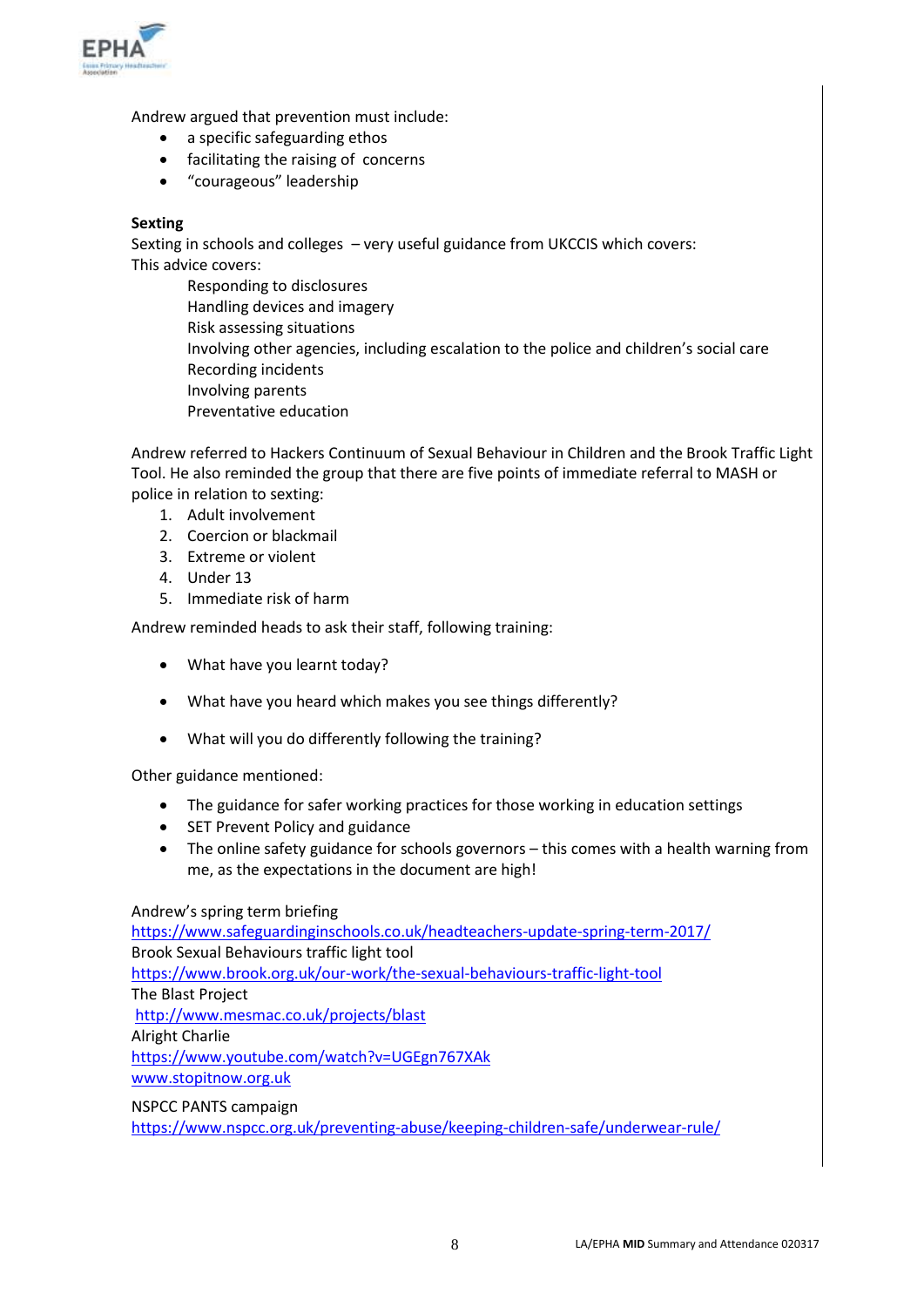Andrew argued that prevention must include:

- a specific safeguarding ethos
- facilitating the raising of concerns
- "courageous" leadership

**Sexting**

Sexting in schools and colleges – very useful guidance from UKCCIS which covers:
This advice covers:

Responding to disclosures
Handling devices and imagery
Risk assessing situations
Involving other agencies, including escalation to the police and children's social care
Recording incidents
Involving parents
Preventative education

Andrew referred to Hackers Continuum of Sexual Behaviour in Children and the Brook Traffic Light Tool. He also reminded the group that there are five points of immediate referral to MASH or police in relation to sexting:

1. Adult involvement
2. Coercion or blackmail
3. Extreme or violent
4. Under 13
5. Immediate risk of harm

Andrew reminded heads to ask their staff, following training:

- What have you learnt today?
- What have you heard which makes you see things differently?
- What will you do differently following the training?

Other guidance mentioned:

- The guidance for safer working practices for those working in education settings
- SET Prevent Policy and guidance
- The online safety guidance for schools governors – this comes with a health warning from me, as the expectations in the document are high!

Andrew's spring term briefing
https://www.safeguardinginschools.co.uk/headteachers-update-spring-term-2017/
Brook Sexual Behaviours traffic light tool
https://www.brook.org.uk/our-work/the-sexual-behaviours-traffic-light-tool
The Blast Project
http://www.mesmac.co.uk/projects/blast
Alright Charlie
https://www.youtube.com/watch?v=UGEgn767XAk
www.stopitnow.org.uk

NSPCC PANTS campaign
https://www.nspcc.org.uk/preventing-abuse/keeping-children-safe/underwear-rule/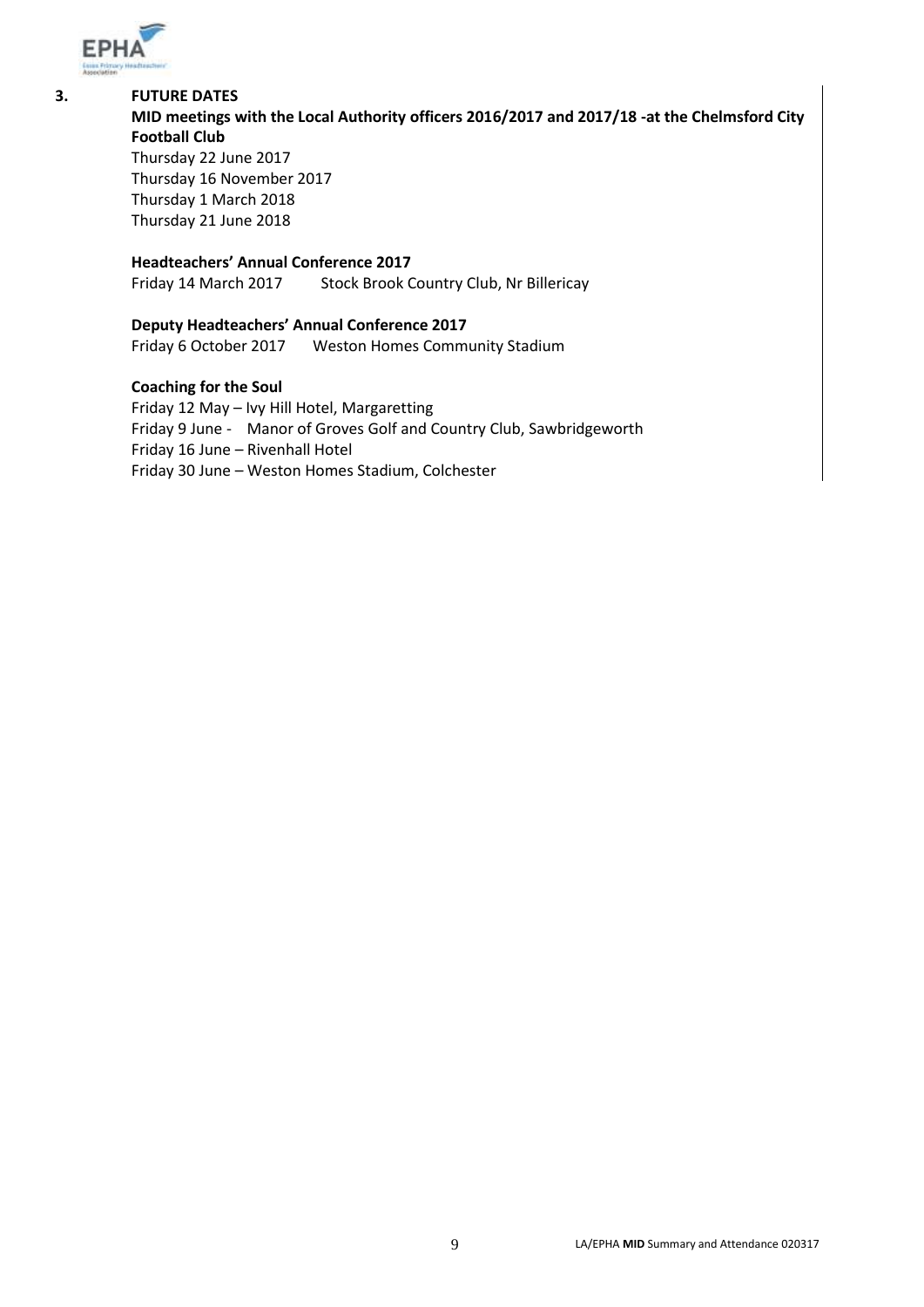## 3. FUTURE DATES

**MID meetings with the Local Authority officers 2016/2017 and 2017/18 -at the Chelmsford City Football Club**

Thursday 22 June 2017
Thursday 16 November 2017
Thursday 1 March 2018
Thursday 21 June 2018

**Headteachers' Annual Conference 2017**

Friday 14 March 2017 Stock Brook Country Club, Nr Billericay

**Deputy Headteachers' Annual Conference 2017**

Friday 6 October 2017 Weston Homes Community Stadium

**Coaching for the Soul**

Friday 12 May – Ivy Hill Hotel, Margaretting
Friday 9 June - Manor of Groves Golf and Country Club, Sawbridgeworth
Friday 16 June – Rivenhall Hotel
Friday 30 June – Weston Homes Stadium, Colchester